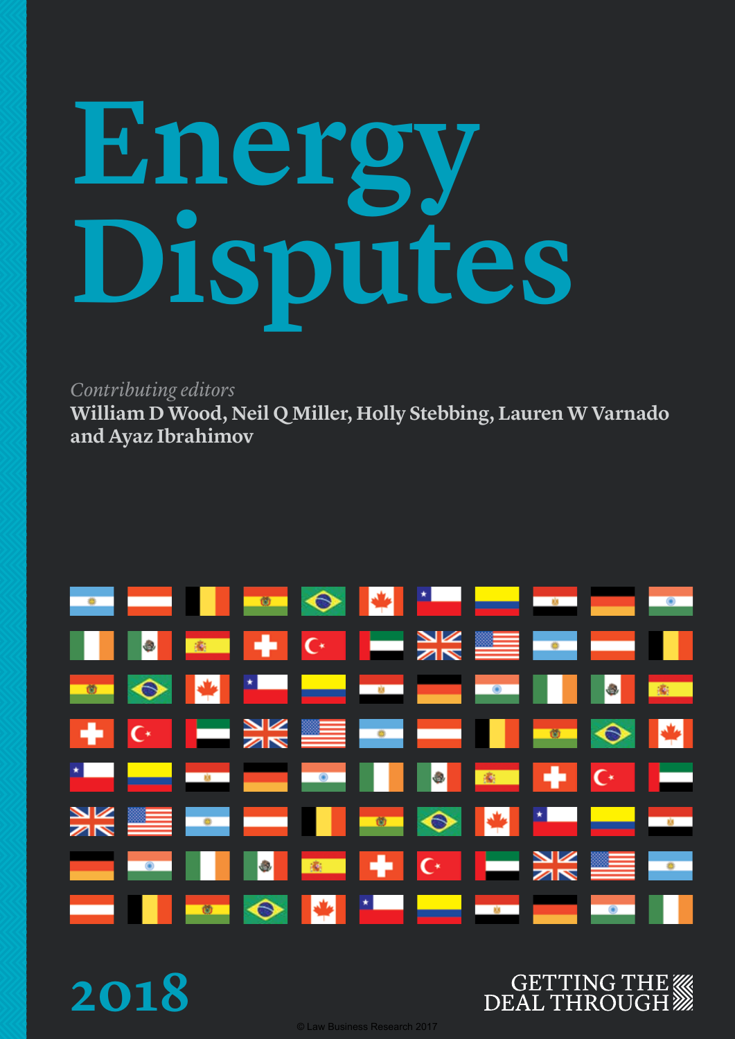# Energy Disputes

*Contributing editors*

**William D Wood, Neil Q Miller, Holly Stebbing, Lauren W Varnado and Ayaz Ibrahimov**

2018

GETTING THE DEAL THROUGH

© Law Business Research 2017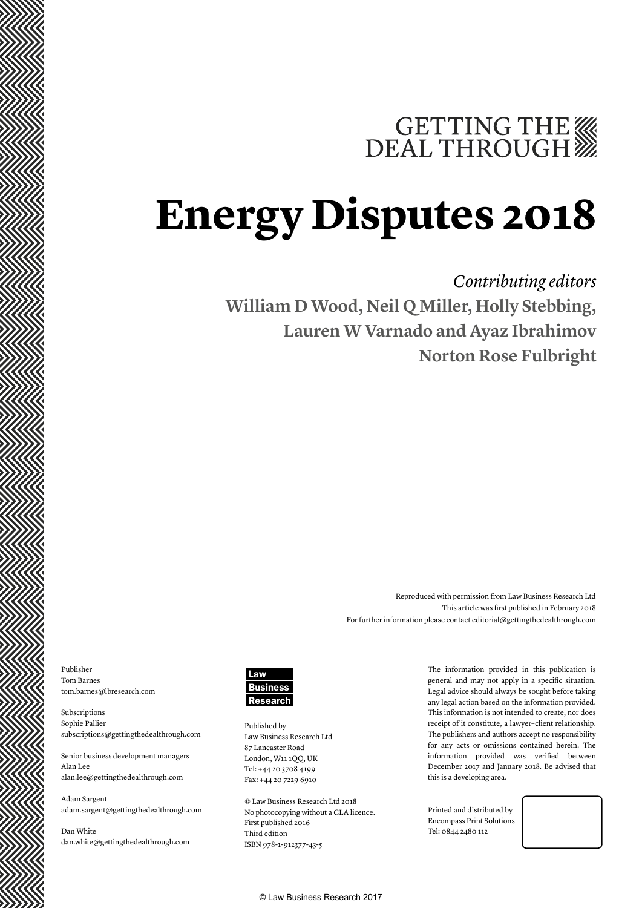GETTING THE DEAL THROUGH

# Energy Disputes 2018

*Contributing editors*

**William D Wood, Neil Q Miller, Holly Stebbing, Lauren W Varnado and Ayaz Ibrahimov**

**Norton Rose Fulbright**

Reproduced with permission from Law Business Research Ltd
This article was first published in February 2018
For further information please contact editorial@gettingthedealthrough.com

Publisher
Tom Barnes
tom.barnes@lbresearch.com

Subscriptions
Sophie Pallier
subscriptions@gettingthedealthrough.com

Senior business development managers
Alan Lee
alan.lee@gettingthedealthrough.com

Adam Sargent
adam.sargent@gettingthedealthrough.com

Dan White
dan.white@gettingthedealthrough.com

Law Business Research

Published by
Law Business Research Ltd
87 Lancaster Road
London, W11 1QQ, UK
Tel: +44 20 3708 4199
Fax: +44 20 7229 6910

© Law Business Research Ltd 2018
No photocopying without a CLA licence.
First published 2016
Third edition
ISBN 978-1-912377-43-5

The information provided in this publication is general and may not apply in a specific situation. Legal advice should always be sought before taking any legal action based on the information provided. This information is not intended to create, nor does receipt of it constitute, a lawyer–client relationship. The publishers and authors accept no responsibility for any acts or omissions contained herein. The information provided was verified between December 2017 and January 2018. Be advised that this is a developing area.

Printed and distributed by
Encompass Print Solutions
Tel: 0844 2480 112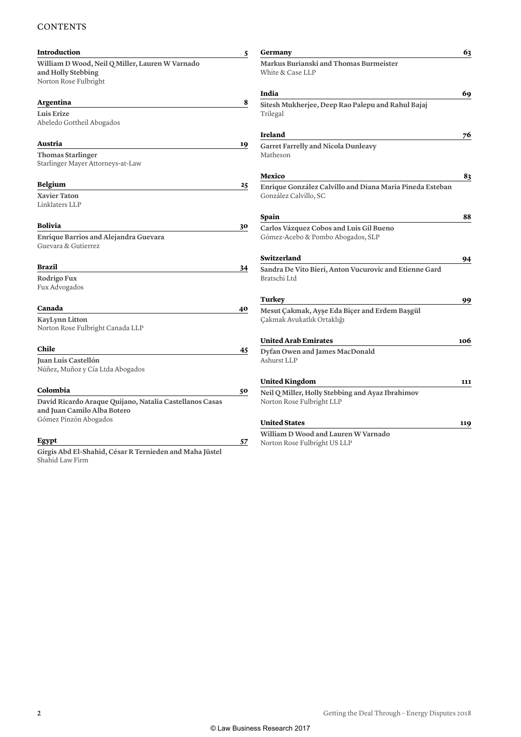# CONTENTS

**Introduction** **5**

**William D Wood, Neil Q Miller, Lauren W Varnado and Holly Stebbing**
Norton Rose Fulbright

**Argentina** **8**

**Luis Erize**
Abeledo Gottheil Abogados

**Austria** **19**

**Thomas Starlinger**
Starlinger Mayer Attorneys-at-Law

**Belgium** **25**

**Xavier Taton**
Linklaters LLP

**Bolivia** **30**

**Enrique Barrios and Alejandra Guevara**
Guevara & Gutierrez

**Brazil** **34**

**Rodrigo Fux**
Fux Advogados

**Canada** **40**

**KayLynn Litton**
Norton Rose Fulbright Canada LLP

**Chile** **45**

**Juan Luis Castellón**
Núñez, Muñoz y Cía Ltda Abogados

**Colombia** **50**

**David Ricardo Araque Quijano, Natalia Castellanos Casas and Juan Camilo Alba Botero**
Gómez Pinzón Abogados

**Egypt** **57**

**Girgis Abd El-Shahid, César R Ternieden and Maha Jüstel**
Shahid Law Firm

**Germany** **63**

**Markus Burianski and Thomas Burmeister**
White & Case LLP

**India** **69**

**Sitesh Mukherjee, Deep Rao Palepu and Rahul Bajaj**
Trilegal

**Ireland** **76**

**Garret Farrelly and Nicola Dunleavy**
Matheson

**Mexico** **83**

**Enrique González Calvillo and Diana Maria Pineda Esteban**
González Calvillo, SC

**Spain** **88**

**Carlos Vázquez Cobos and Luis Gil Bueno**
Gómez-Acebo & Pombo Abogados, SLP

**Switzerland** **94**

**Sandra De Vito Bieri, Anton Vucurovic and Etienne Gard**
Bratschi Ltd

**Turkey** **99**

**Mesut Çakmak, Ayşe Eda Biçer and Erdem Başgül**
Çakmak Avukatlık Ortaklığı

**United Arab Emirates** **106**

**Dyfan Owen and James MacDonald**
Ashurst LLP

**United Kingdom** **111**

**Neil Q Miller, Holly Stebbing and Ayaz Ibrahimov**
Norton Rose Fulbright LLP

**United States** **119**

**William D Wood and Lauren W Varnado**
Norton Rose Fulbright US LLP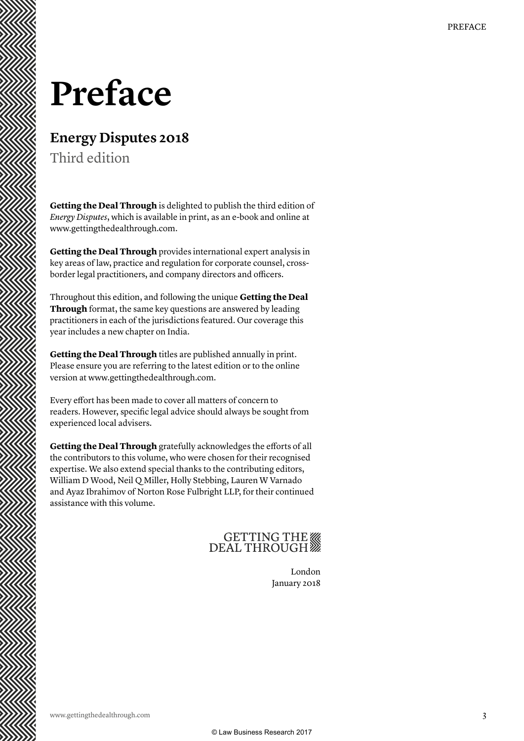# Preface

## Energy Disputes 2018

Third edition

**Getting the Deal Through** is delighted to publish the third edition of *Energy Disputes*, which is available in print, as an e-book and online at www.gettingthedealthrough.com.

**Getting the Deal Through** provides international expert analysis in key areas of law, practice and regulation for corporate counsel, cross-border legal practitioners, and company directors and officers.

Throughout this edition, and following the unique **Getting the Deal Through** format, the same key questions are answered by leading practitioners in each of the jurisdictions featured. Our coverage this year includes a new chapter on India.

**Getting the Deal Through** titles are published annually in print. Please ensure you are referring to the latest edition or to the online version at www.gettingthedealthrough.com.

Every effort has been made to cover all matters of concern to readers. However, specific legal advice should always be sought from experienced local advisers.

**Getting the Deal Through** gratefully acknowledges the efforts of all the contributors to this volume, who were chosen for their recognised expertise. We also extend special thanks to the contributing editors, William D Wood, Neil Q Miller, Holly Stebbing, Lauren W Varnado and Ayaz Ibrahimov of Norton Rose Fulbright LLP, for their continued assistance with this volume.

GETTING THE DEAL THROUGH

London
January 2018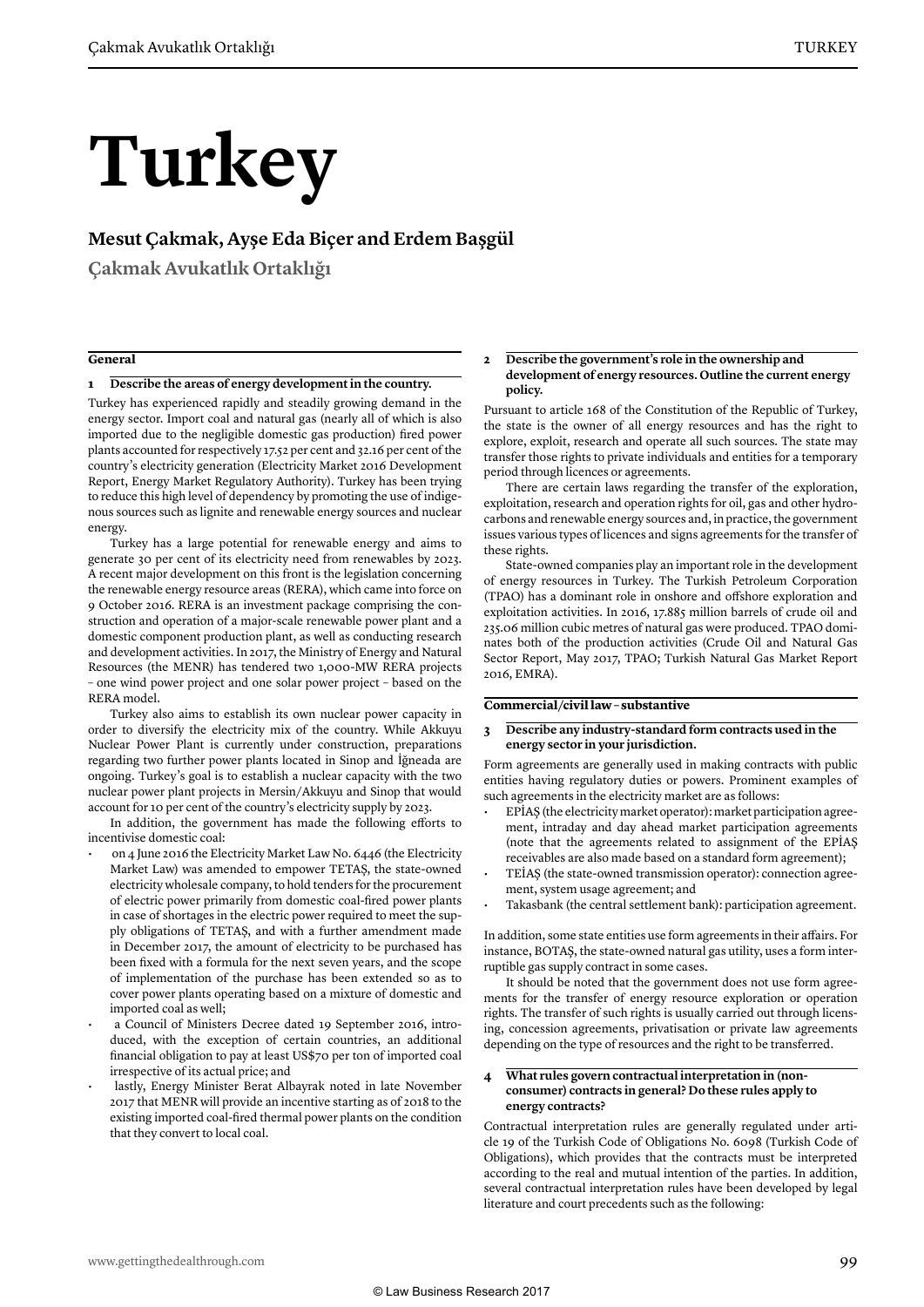# Turkey

**Mesut Çakmak, Ayşe Eda Biçer and Erdem Başgül**

**Çakmak Avukatlık Ortaklığı**

## General

### 1 Describe the areas of energy development in the country.

Turkey has experienced rapidly and steadily growing demand in the energy sector. Import coal and natural gas (nearly all of which is also imported due to the negligible domestic gas production) fired power plants accounted for respectively 17.52 per cent and 32.16 per cent of the country's electricity generation (Electricity Market 2016 Development Report, Energy Market Regulatory Authority). Turkey has been trying to reduce this high level of dependency by promoting the use of indigenous sources such as lignite and renewable energy sources and nuclear energy.

Turkey has a large potential for renewable energy and aims to generate 30 per cent of its electricity need from renewables by 2023. A recent major development on this front is the legislation concerning the renewable energy resource areas (RERA), which came into force on 9 October 2016. RERA is an investment package comprising the construction and operation of a major-scale renewable power plant and a domestic component production plant, as well as conducting research and development activities. In 2017, the Ministry of Energy and Natural Resources (the MENR) has tendered two 1,000-MW RERA projects – one wind power project and one solar power project – based on the RERA model.

Turkey also aims to establish its own nuclear power capacity in order to diversify the electricity mix of the country. While Akkuyu Nuclear Power Plant is currently under construction, preparations regarding two further power plants located in Sinop and İğneada are ongoing. Turkey's goal is to establish a nuclear capacity with the two nuclear power plant projects in Mersin/Akkuyu and Sinop that would account for 10 per cent of the country's electricity supply by 2023.

In addition, the government has made the following efforts to incentivise domestic coal:

- on 4 June 2016 the Electricity Market Law No. 6446 (the Electricity Market Law) was amended to empower TETAŞ, the state-owned electricity wholesale company, to hold tenders for the procurement of electric power primarily from domestic coal-fired power plants in case of shortages in the electric power required to meet the supply obligations of TETAŞ, and with a further amendment made in December 2017, the amount of electricity to be purchased has been fixed with a formula for the next seven years, and the scope of implementation of the purchase has been extended so as to cover power plants operating based on a mixture of domestic and imported coal as well;
- a Council of Ministers Decree dated 19 September 2016, introduced, with the exception of certain countries, an additional financial obligation to pay at least US$70 per ton of imported coal irrespective of its actual price; and
- lastly, Energy Minister Berat Albayrak noted in late November 2017 that MENR will provide an incentive starting as of 2018 to the existing imported coal-fired thermal power plants on the condition that they convert to local coal.

### 2 Describe the government's role in the ownership and development of energy resources. Outline the current energy policy.

Pursuant to article 168 of the Constitution of the Republic of Turkey, the state is the owner of all energy resources and has the right to explore, exploit, research and operate all such sources. The state may transfer those rights to private individuals and entities for a temporary period through licences or agreements.

There are certain laws regarding the transfer of the exploration, exploitation, research and operation rights for oil, gas and other hydrocarbons and renewable energy sources and, in practice, the government issues various types of licences and signs agreements for the transfer of these rights.

State-owned companies play an important role in the development of energy resources in Turkey. The Turkish Petroleum Corporation (TPAO) has a dominant role in onshore and offshore exploration and exploitation activities. In 2016, 17.885 million barrels of crude oil and 235.06 million cubic metres of natural gas were produced. TPAO dominates both of the production activities (Crude Oil and Natural Gas Sector Report, May 2017, TPAO; Turkish Natural Gas Market Report 2016, EMRA).

## Commercial/civil law – substantive

### 3 Describe any industry-standard form contracts used in the energy sector in your jurisdiction.

Form agreements are generally used in making contracts with public entities having regulatory duties or powers. Prominent examples of such agreements in the electricity market are as follows:

- EPİAŞ (the electricity market operator): market participation agreement, intraday and day ahead market participation agreements (note that the agreements related to assignment of the EPİAŞ receivables are also made based on a standard form agreement);
- TEİAŞ (the state-owned transmission operator): connection agreement, system usage agreement; and
- Takasbank (the central settlement bank): participation agreement.

In addition, some state entities use form agreements in their affairs. For instance, BOTAŞ, the state-owned natural gas utility, uses a form interruptible gas supply contract in some cases.

It should be noted that the government does not use form agreements for the transfer of energy resource exploration or operation rights. The transfer of such rights is usually carried out through licensing, concession agreements, privatisation or private law agreements depending on the type of resources and the right to be transferred.

### 4 What rules govern contractual interpretation in (non-consumer) contracts in general? Do these rules apply to energy contracts?

Contractual interpretation rules are generally regulated under article 19 of the Turkish Code of Obligations No. 6098 (Turkish Code of Obligations), which provides that the contracts must be interpreted according to the real and mutual intention of the parties. In addition, several contractual interpretation rules have been developed by legal literature and court precedents such as the following: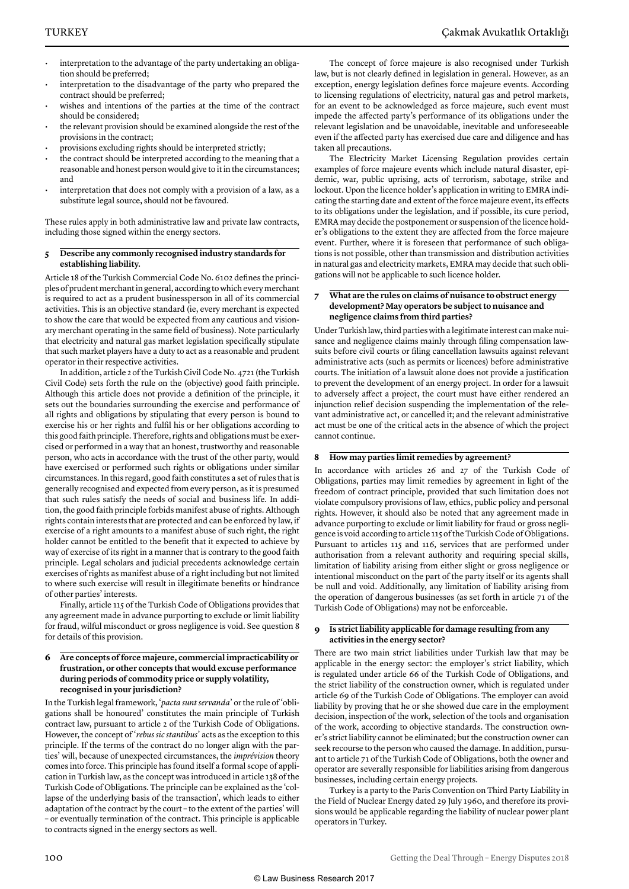- interpretation to the advantage of the party undertaking an obligation should be preferred;
- interpretation to the disadvantage of the party who prepared the contract should be preferred;
- wishes and intentions of the parties at the time of the contract should be considered;
- the relevant provision should be examined alongside the rest of the provisions in the contract;
- provisions excluding rights should be interpreted strictly;
- the contract should be interpreted according to the meaning that a reasonable and honest person would give to it in the circumstances; and
- interpretation that does not comply with a provision of a law, as a substitute legal source, should not be favoured.

These rules apply in both administrative law and private law contracts, including those signed within the energy sectors.

### 5 Describe any commonly recognised industry standards for establishing liability.

Article 18 of the Turkish Commercial Code No. 6102 defines the principles of prudent merchant in general, according to which every merchant is required to act as a prudent businessperson in all of its commercial activities. This is an objective standard (ie, every merchant is expected to show the care that would be expected from any cautious and visionary merchant operating in the same field of business). Note particularly that electricity and natural gas market legislation specifically stipulate that such market players have a duty to act as a reasonable and prudent operator in their respective activities.

In addition, article 2 of the Turkish Civil Code No. 4721 (the Turkish Civil Code) sets forth the rule on the (objective) good faith principle. Although this article does not provide a definition of the principle, it sets out the boundaries surrounding the exercise and performance of all rights and obligations by stipulating that every person is bound to exercise his or her rights and fulfil his or her obligations according to this good faith principle. Therefore, rights and obligations must be exercised or performed in a way that an honest, trustworthy and reasonable person, who acts in accordance with the trust of the other party, would have exercised or performed such rights or obligations under similar circumstances. In this regard, good faith constitutes a set of rules that is generally recognised and expected from every person, as it is presumed that such rules satisfy the needs of social and business life. In addition, the good faith principle forbids manifest abuse of rights. Although rights contain interests that are protected and can be enforced by law, if exercise of a right amounts to a manifest abuse of such right, the right holder cannot be entitled to the benefit that it expected to achieve by way of exercise of its right in a manner that is contrary to the good faith principle. Legal scholars and judicial precedents acknowledge certain exercises of rights as manifest abuse of a right including but not limited to where such exercise will result in illegitimate benefits or hindrance of other parties' interests.

Finally, article 115 of the Turkish Code of Obligations provides that any agreement made in advance purporting to exclude or limit liability for fraud, wilful misconduct or gross negligence is void. See question 8 for details of this provision.

### 6 Are concepts of force majeure, commercial impracticability or frustration, or other concepts that would excuse performance during periods of commodity price or supply volatility, recognised in your jurisdiction?

In the Turkish legal framework, '*pacta sunt servanda*' or the rule of 'obligations shall be honoured' constitutes the main principle of Turkish contract law, pursuant to article 2 of the Turkish Code of Obligations. However, the concept of '*rebus sic stantibus*' acts as the exception to this principle. If the terms of the contract do no longer align with the parties' will, because of unexpected circumstances, the *imprévision* theory comes into force. This principle has found itself a formal scope of application in Turkish law, as the concept was introduced in article 138 of the Turkish Code of Obligations. The principle can be explained as the 'collapse of the underlying basis of the transaction', which leads to either adaptation of the contract by the court – to the extent of the parties' will – or eventually termination of the contract. This principle is applicable to contracts signed in the energy sectors as well.

The concept of force majeure is also recognised under Turkish law, but is not clearly defined in legislation in general. However, as an exception, energy legislation defines force majeure events. According to licensing regulations of electricity, natural gas and petrol markets, for an event to be acknowledged as force majeure, such event must impede the affected party's performance of its obligations under the relevant legislation and be unavoidable, inevitable and unforeseeable even if the affected party has exercised due care and diligence and has taken all precautions.

The Electricity Market Licensing Regulation provides certain examples of force majeure events which include natural disaster, epidemic, war, public uprising, acts of terrorism, sabotage, strike and lockout. Upon the licence holder's application in writing to EMRA indicating the starting date and extent of the force majeure event, its effects to its obligations under the legislation, and if possible, its cure period, EMRA may decide the postponement or suspension of the licence holder's obligations to the extent they are affected from the force majeure event. Further, where it is foreseen that performance of such obligations is not possible, other than transmission and distribution activities in natural gas and electricity markets, EMRA may decide that such obligations will not be applicable to such licence holder.

### 7 What are the rules on claims of nuisance to obstruct energy development? May operators be subject to nuisance and negligence claims from third parties?

Under Turkish law, third parties with a legitimate interest can make nuisance and negligence claims mainly through filing compensation lawsuits before civil courts or filing cancellation lawsuits against relevant administrative acts (such as permits or licences) before administrative courts. The initiation of a lawsuit alone does not provide a justification to prevent the development of an energy project. In order for a lawsuit to adversely affect a project, the court must have either rendered an injunction relief decision suspending the implementation of the relevant administrative act, or cancelled it; and the relevant administrative act must be one of the critical acts in the absence of which the project cannot continue.

### 8 How may parties limit remedies by agreement?

In accordance with articles 26 and 27 of the Turkish Code of Obligations, parties may limit remedies by agreement in light of the freedom of contract principle, provided that such limitation does not violate compulsory provisions of law, ethics, public policy and personal rights. However, it should also be noted that any agreement made in advance purporting to exclude or limit liability for fraud or gross negligence is void according to article 115 of the Turkish Code of Obligations. Pursuant to articles 115 and 116, services that are performed under authorisation from a relevant authority and requiring special skills, limitation of liability arising from either slight or gross negligence or intentional misconduct on the part of the party itself or its agents shall be null and void. Additionally, any limitation of liability arising from the operation of dangerous businesses (as set forth in article 71 of the Turkish Code of Obligations) may not be enforceable.

### 9 Is strict liability applicable for damage resulting from any activities in the energy sector?

There are two main strict liabilities under Turkish law that may be applicable in the energy sector: the employer's strict liability, which is regulated under article 66 of the Turkish Code of Obligations, and the strict liability of the construction owner, which is regulated under article 69 of the Turkish Code of Obligations. The employer can avoid liability by proving that he or she showed due care in the employment decision, inspection of the work, selection of the tools and organisation of the work, according to objective standards. The construction owner's strict liability cannot be eliminated; but the construction owner can seek recourse to the person who caused the damage. In addition, pursuant to article 71 of the Turkish Code of Obligations, both the owner and operator are severally responsible for liabilities arising from dangerous businesses, including certain energy projects.

Turkey is a party to the Paris Convention on Third Party Liability in the Field of Nuclear Energy dated 29 July 1960, and therefore its provisions would be applicable regarding the liability of nuclear power plant operators in Turkey.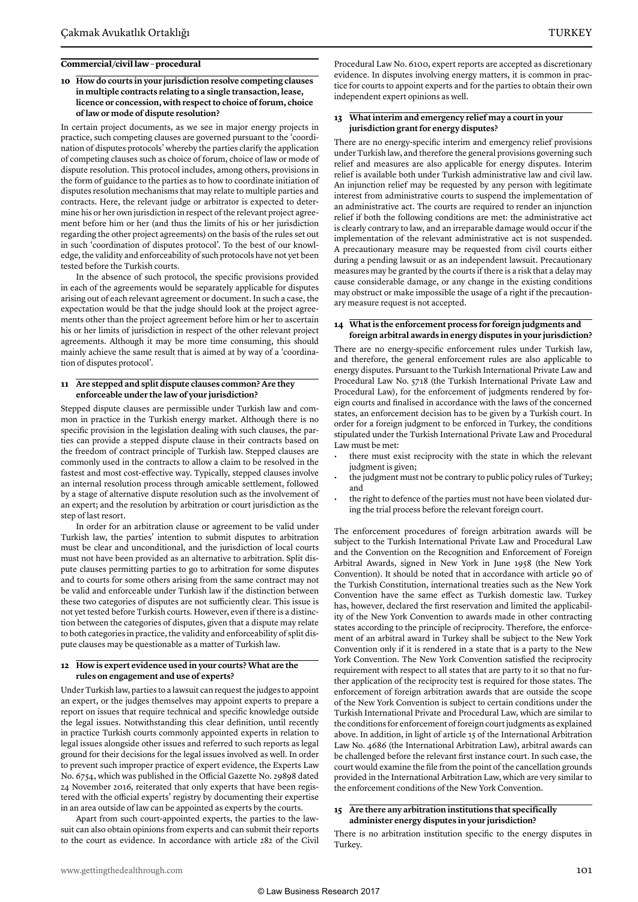### Commercial/civil law – procedural

**10 How do courts in your jurisdiction resolve competing clauses in multiple contracts relating to a single transaction, lease, licence or concession, with respect to choice of forum, choice of law or mode of dispute resolution?**

In certain project documents, as we see in major energy projects in practice, such competing clauses are governed pursuant to the 'coordination of disputes protocols' whereby the parties clarify the application of competing clauses such as choice of forum, choice of law or mode of dispute resolution. This protocol includes, among others, provisions in the form of guidance to the parties as to how to coordinate initiation of disputes resolution mechanisms that may relate to multiple parties and contracts. Here, the relevant judge or arbitrator is expected to determine his or her own jurisdiction in respect of the relevant project agreement before him or her (and thus the limits of his or her jurisdiction regarding the other project agreements) on the basis of the rules set out in such 'coordination of disputes protocol'. To the best of our knowledge, the validity and enforceability of such protocols have not yet been tested before the Turkish courts.

In the absence of such protocol, the specific provisions provided in each of the agreements would be separately applicable for disputes arising out of each relevant agreement or document. In such a case, the expectation would be that the judge should look at the project agreements other than the project agreement before him or her to ascertain his or her limits of jurisdiction in respect of the other relevant project agreements. Although it may be more time consuming, this should mainly achieve the same result that is aimed at by way of a 'coordination of disputes protocol'.

**11 Are stepped and split dispute clauses common? Are they enforceable under the law of your jurisdiction?**

Stepped dispute clauses are permissible under Turkish law and common in practice in the Turkish energy market. Although there is no specific provision in the legislation dealing with such clauses, the parties can provide a stepped dispute clause in their contracts based on the freedom of contract principle of Turkish law. Stepped clauses are commonly used in the contracts to allow a claim to be resolved in the fastest and most cost-effective way. Typically, stepped clauses involve an internal resolution process through amicable settlement, followed by a stage of alternative dispute resolution such as the involvement of an expert; and the resolution by arbitration or court jurisdiction as the step of last resort.

In order for an arbitration clause or agreement to be valid under Turkish law, the parties' intention to submit disputes to arbitration must be clear and unconditional, and the jurisdiction of local courts must not have been provided as an alternative to arbitration. Split dispute clauses permitting parties to go to arbitration for some disputes and to courts for some others arising from the same contract may not be valid and enforceable under Turkish law if the distinction between these two categories of disputes are not sufficiently clear. This issue is not yet tested before Turkish courts. However, even if there is a distinction between the categories of disputes, given that a dispute may relate to both categories in practice, the validity and enforceability of split dispute clauses may be questionable as a matter of Turkish law.

**12 How is expert evidence used in your courts? What are the rules on engagement and use of experts?**

Under Turkish law, parties to a lawsuit can request the judges to appoint an expert, or the judges themselves may appoint experts to prepare a report on issues that require technical and specific knowledge outside the legal issues. Notwithstanding this clear definition, until recently in practice Turkish courts commonly appointed experts in relation to legal issues alongside other issues and referred to such reports as legal ground for their decisions for the legal issues involved as well. In order to prevent such improper practice of expert evidence, the Experts Law No. 6754, which was published in the Official Gazette No. 29898 dated 24 November 2016, reiterated that only experts that have been registered with the official experts' registry by documenting their expertise in an area outside of law can be appointed as experts by the courts.

Apart from such court-appointed experts, the parties to the lawsuit can also obtain opinions from experts and can submit their reports to the court as evidence. In accordance with article 282 of the Civil Procedural Law No. 6100, expert reports are accepted as discretionary evidence. In disputes involving energy matters, it is common in practice for courts to appoint experts and for the parties to obtain their own independent expert opinions as well.

**13 What interim and emergency relief may a court in your jurisdiction grant for energy disputes?**

There are no energy-specific interim and emergency relief provisions under Turkish law, and therefore the general provisions governing such relief and measures are also applicable for energy disputes. Interim relief is available both under Turkish administrative law and civil law. An injunction relief may be requested by any person with legitimate interest from administrative courts to suspend the implementation of an administrative act. The courts are required to render an injunction relief if both the following conditions are met: the administrative act is clearly contrary to law, and an irreparable damage would occur if the implementation of the relevant administrative act is not suspended. A precautionary measure may be requested from civil courts either during a pending lawsuit or as an independent lawsuit. Precautionary measures may be granted by the courts if there is a risk that a delay may cause considerable damage, or any change in the existing conditions may obstruct or make impossible the usage of a right if the precautionary measure request is not accepted.

**14 What is the enforcement process for foreign judgments and foreign arbitral awards in energy disputes in your jurisdiction?**

There are no energy-specific enforcement rules under Turkish law, and therefore, the general enforcement rules are also applicable to energy disputes. Pursuant to the Turkish International Private Law and Procedural Law No. 5718 (the Turkish International Private Law and Procedural Law), for the enforcement of judgments rendered by foreign courts and finalised in accordance with the laws of the concerned states, an enforcement decision has to be given by a Turkish court. In order for a foreign judgment to be enforced in Turkey, the conditions stipulated under the Turkish International Private Law and Procedural Law must be met:

- there must exist reciprocity with the state in which the relevant judgment is given;
- the judgment must not be contrary to public policy rules of Turkey; and
- the right to defence of the parties must not have been violated during the trial process before the relevant foreign court.

The enforcement procedures of foreign arbitration awards will be subject to the Turkish International Private Law and Procedural Law and the Convention on the Recognition and Enforcement of Foreign Arbitral Awards, signed in New York in June 1958 (the New York Convention). It should be noted that in accordance with article 90 of the Turkish Constitution, international treaties such as the New York Convention have the same effect as Turkish domestic law. Turkey has, however, declared the first reservation and limited the applicability of the New York Convention to awards made in other contracting states according to the principle of reciprocity. Therefore, the enforcement of an arbitral award in Turkey shall be subject to the New York Convention only if it is rendered in a state that is a party to the New York Convention. The New York Convention satisfied the reciprocity requirement with respect to all states that are party to it so that no further application of the reciprocity test is required for those states. The enforcement of foreign arbitration awards that are outside the scope of the New York Convention is subject to certain conditions under the Turkish International Private and Procedural Law, which are similar to the conditions for enforcement of foreign court judgments as explained above. In addition, in light of article 15 of the International Arbitration Law No. 4686 (the International Arbitration Law), arbitral awards can be challenged before the relevant first instance court. In such case, the court would examine the file from the point of the cancellation grounds provided in the International Arbitration Law, which are very similar to the enforcement conditions of the New York Convention.

**15 Are there any arbitration institutions that specifically administer energy disputes in your jurisdiction?**

There is no arbitration institution specific to the energy disputes in Turkey.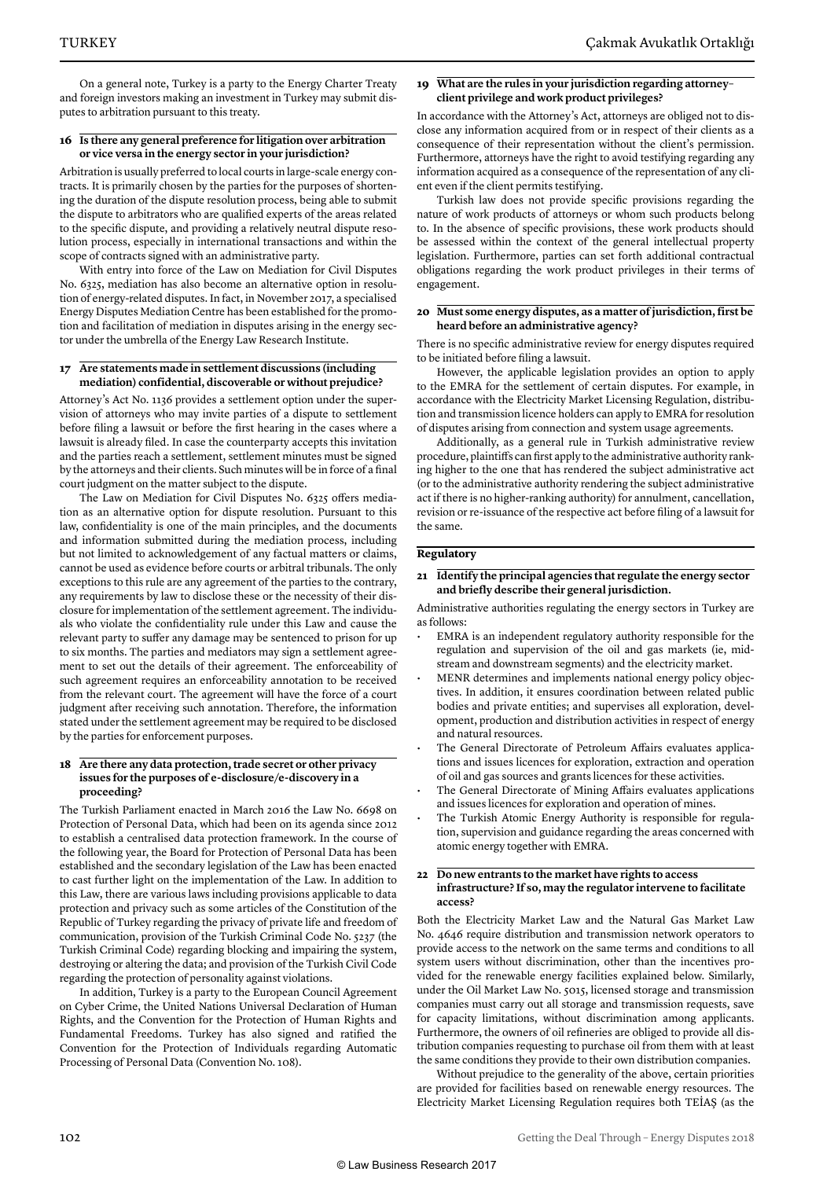On a general note, Turkey is a party to the Energy Charter Treaty and foreign investors making an investment in Turkey may submit disputes to arbitration pursuant to this treaty.

### 16 Is there any general preference for litigation over arbitration or vice versa in the energy sector in your jurisdiction?

Arbitration is usually preferred to local courts in large-scale energy contracts. It is primarily chosen by the parties for the purposes of shortening the duration of the dispute resolution process, being able to submit the dispute to arbitrators who are qualified experts of the areas related to the specific dispute, and providing a relatively neutral dispute resolution process, especially in international transactions and within the scope of contracts signed with an administrative party.

With entry into force of the Law on Mediation for Civil Disputes No. 6325, mediation has also become an alternative option in resolution of energy-related disputes. In fact, in November 2017, a specialised Energy Disputes Mediation Centre has been established for the promotion and facilitation of mediation in disputes arising in the energy sector under the umbrella of the Energy Law Research Institute.

### 17 Are statements made in settlement discussions (including mediation) confidential, discoverable or without prejudice?

Attorney's Act No. 1136 provides a settlement option under the supervision of attorneys who may invite parties of a dispute to settlement before filing a lawsuit or before the first hearing in the cases where a lawsuit is already filed. In case the counterparty accepts this invitation and the parties reach a settlement, settlement minutes must be signed by the attorneys and their clients. Such minutes will be in force of a final court judgment on the matter subject to the dispute.

The Law on Mediation for Civil Disputes No. 6325 offers mediation as an alternative option for dispute resolution. Pursuant to this law, confidentiality is one of the main principles, and the documents and information submitted during the mediation process, including but not limited to acknowledgement of any factual matters or claims, cannot be used as evidence before courts or arbitral tribunals. The only exceptions to this rule are any agreement of the parties to the contrary, any requirements by law to disclose these or the necessity of their disclosure for implementation of the settlement agreement. The individuals who violate the confidentiality rule under this Law and cause the relevant party to suffer any damage may be sentenced to prison for up to six months. The parties and mediators may sign a settlement agreement to set out the details of their agreement. The enforceability of such agreement requires an enforceability annotation to be received from the relevant court. The agreement will have the force of a court judgment after receiving such annotation. Therefore, the information stated under the settlement agreement may be required to be disclosed by the parties for enforcement purposes.

### 18 Are there any data protection, trade secret or other privacy issues for the purposes of e-disclosure/e-discovery in a proceeding?

The Turkish Parliament enacted in March 2016 the Law No. 6698 on Protection of Personal Data, which had been on its agenda since 2012 to establish a centralised data protection framework. In the course of the following year, the Board for Protection of Personal Data has been established and the secondary legislation of the Law has been enacted to cast further light on the implementation of the Law. In addition to this Law, there are various laws including provisions applicable to data protection and privacy such as some articles of the Constitution of the Republic of Turkey regarding the privacy of private life and freedom of communication, provision of the Turkish Criminal Code No. 5237 (the Turkish Criminal Code) regarding blocking and impairing the system, destroying or altering the data; and provision of the Turkish Civil Code regarding the protection of personality against violations.

In addition, Turkey is a party to the European Council Agreement on Cyber Crime, the United Nations Universal Declaration of Human Rights, and the Convention for the Protection of Human Rights and Fundamental Freedoms. Turkey has also signed and ratified the Convention for the Protection of Individuals regarding Automatic Processing of Personal Data (Convention No. 108).

### 19 What are the rules in your jurisdiction regarding attorney–client privilege and work product privileges?

In accordance with the Attorney's Act, attorneys are obliged not to disclose any information acquired from or in respect of their clients as a consequence of their representation without the client's permission. Furthermore, attorneys have the right to avoid testifying regarding any information acquired as a consequence of the representation of any client even if the client permits testifying.

Turkish law does not provide specific provisions regarding the nature of work products of attorneys or whom such products belong to. In the absence of specific provisions, these work products should be assessed within the context of the general intellectual property legislation. Furthermore, parties can set forth additional contractual obligations regarding the work product privileges in their terms of engagement.

### 20 Must some energy disputes, as a matter of jurisdiction, first be heard before an administrative agency?

There is no specific administrative review for energy disputes required to be initiated before filing a lawsuit.

However, the applicable legislation provides an option to apply to the EMRA for the settlement of certain disputes. For example, in accordance with the Electricity Market Licensing Regulation, distribution and transmission licence holders can apply to EMRA for resolution of disputes arising from connection and system usage agreements.

Additionally, as a general rule in Turkish administrative review procedure, plaintiffs can first apply to the administrative authority ranking higher to the one that has rendered the subject administrative act (or to the administrative authority rendering the subject administrative act if there is no higher-ranking authority) for annulment, cancellation, revision or re-issuance of the respective act before filing of a lawsuit for the same.

## Regulatory

### 21 Identify the principal agencies that regulate the energy sector and briefly describe their general jurisdiction.

Administrative authorities regulating the energy sectors in Turkey are as follows:

- EMRA is an independent regulatory authority responsible for the regulation and supervision of the oil and gas markets (ie, midstream and downstream segments) and the electricity market.
- MENR determines and implements national energy policy objectives. In addition, it ensures coordination between related public bodies and private entities; and supervises all exploration, development, production and distribution activities in respect of energy and natural resources.
- The General Directorate of Petroleum Affairs evaluates applications and issues licences for exploration, extraction and operation of oil and gas sources and grants licences for these activities.
- The General Directorate of Mining Affairs evaluates applications and issues licences for exploration and operation of mines.
- The Turkish Atomic Energy Authority is responsible for regulation, supervision and guidance regarding the areas concerned with atomic energy together with EMRA.

### 22 Do new entrants to the market have rights to access infrastructure? If so, may the regulator intervene to facilitate access?

Both the Electricity Market Law and the Natural Gas Market Law No. 4646 require distribution and transmission network operators to provide access to the network on the same terms and conditions to all system users without discrimination, other than the incentives provided for the renewable energy facilities explained below. Similarly, under the Oil Market Law No. 5015, licensed storage and transmission companies must carry out all storage and transmission requests, save for capacity limitations, without discrimination among applicants. Furthermore, the owners of oil refineries are obliged to provide all distribution companies requesting to purchase oil from them with at least the same conditions they provide to their own distribution companies.

Without prejudice to the generality of the above, certain priorities are provided for facilities based on renewable energy resources. The Electricity Market Licensing Regulation requires both TEİAŞ (as the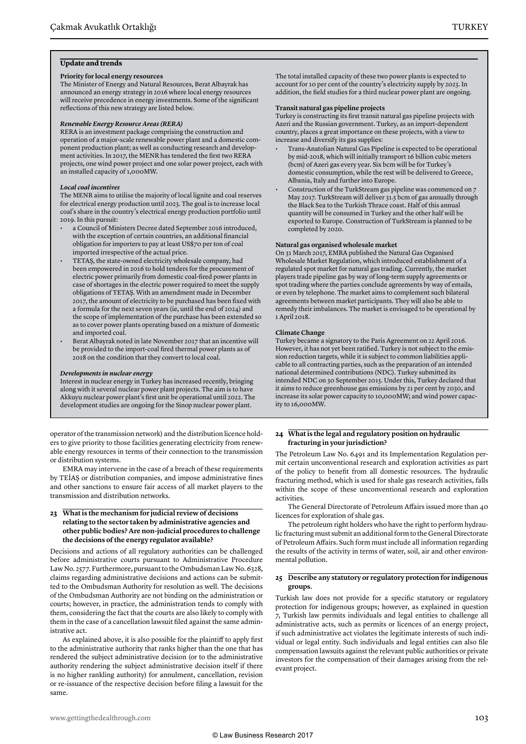## Update and trends

### Priority for local energy resources

The Minister of Energy and Natural Resources, Berat Albayrak has announced an energy strategy in 2016 where local energy resources will receive precedence in energy investments. Some of the significant reflections of this new strategy are listed below.

#### *Renewable Energy Resource Areas (RERA)*

RERA is an investment package comprising the construction and operation of a major-scale renewable power plant and a domestic component production plant; as well as conducting research and development activities. In 2017, the MENR has tendered the first two RERA projects, one wind power project and one solar power project, each with an installed capacity of 1,000MW.

#### *Local coal incentives*

The MENR aims to utilise the majority of local lignite and coal reserves for electrical energy production until 2023. The goal is to increase local coal's share in the country's electrical energy production portfolio until 2019. In this pursuit:

- a Council of Ministers Decree dated September 2016 introduced, with the exception of certain countries, an additional financial obligation for importers to pay at least US$70 per ton of coal imported irrespective of the actual price.
- TETAŞ, the state-owned electricity wholesale company, had been empowered in 2016 to hold tenders for the procurement of electric power primarily from domestic coal-fired power plants in case of shortages in the electric power required to meet the supply obligations of TETAŞ. With an amendment made in December 2017, the amount of electricity to be purchased has been fixed with a formula for the next seven years (ie, until the end of 2024) and the scope of implementation of the purchase has been extended so as to cover power plants operating based on a mixture of domestic and imported coal.
- Berat Albayrak noted in late November 2017 that an incentive will be provided to the import-coal fired thermal power plants as of 2018 on the condition that they convert to local coal.

#### *Developments in nuclear energy*

Interest in nuclear energy in Turkey has increased recently, bringing along with it several nuclear power plant projects. The aim is to have Akkuyu nuclear power plant's first unit be operational until 2022. The development studies are ongoing for the Sinop nuclear power plant. The total installed capacity of these two power plants is expected to account for 10 per cent of the country's electricity supply by 2023. In addition, the field studies for a third nuclear power plant are ongoing.

### Transit natural gas pipeline projects

Turkey is constructing its first transit natural gas pipeline projects with Azeri and the Russian government. Turkey, as an import-dependent country, places a great importance on these projects, with a view to increase and diversify its gas supplies:

- Trans-Anatolian Natural Gas Pipeline is expected to be operational by mid-2018, which will initially transport 16 billion cubic meters (bcm) of Azeri gas every year. Six bcm will be for Turkey's domestic consumption, while the rest will be delivered to Greece, Albania, Italy and further into Europe.
- Construction of the TurkStream gas pipeline was commenced on 7 May 2017. TurkStream will deliver 31.5 bcm of gas annually through the Black Sea to the Turkish Thrace coast. Half of this annual quantity will be consumed in Turkey and the other half will be exported to Europe. Construction of TurkStream is planned to be completed by 2020.

### Natural gas organised wholesale market

On 31 March 2017, EMRA published the Natural Gas Organised Wholesale Market Regulation, which introduced establishment of a regulated spot market for natural gas trading. Currently, the market players trade pipeline gas by way of long-term supply agreements or spot trading where the parties conclude agreements by way of emails, or even by telephone. The market aims to complement such bilateral agreements between market participants. They will also be able to remedy their imbalances. The market is envisaged to be operational by 1 April 2018.

### Climate Change

Turkey became a signatory to the Paris Agreement on 22 April 2016. However, it has not yet been ratified. Turkey is not subject to the emission reduction targets, while it is subject to common liabilities applicable to all contracting parties, such as the preparation of an intended national determined contributions (NDC). Turkey submitted its intended NDC on 30 September 2015. Under this, Turkey declared that it aims to reduce greenhouse gas emissions by 21 per cent by 2030, and increase its solar power capacity to 10,000MW; and wind power capacity to 16,000MW.

---

operator of the transmission network) and the distribution licence holders to give priority to those facilities generating electricity from renewable energy resources in terms of their connection to the transmission or distribution systems.

EMRA may intervene in the case of a breach of these requirements by TEİAŞ or distribution companies, and impose administrative fines and other sanctions to ensure fair access of all market players to the transmission and distribution networks.

### 23 What is the mechanism for judicial review of decisions relating to the sector taken by administrative agencies and other public bodies? Are non-judicial procedures to challenge the decisions of the energy regulator available?

Decisions and actions of all regulatory authorities can be challenged before administrative courts pursuant to Administrative Procedure Law No. 2577. Furthermore, pursuant to the Ombudsman Law No. 6328, claims regarding administrative decisions and actions can be submitted to the Ombudsman Authority for resolution as well. The decisions of the Ombudsman Authority are not binding on the administration or courts; however, in practice, the administration tends to comply with them, considering the fact that the courts are also likely to comply with them in the case of a cancellation lawsuit filed against the same administrative act.

As explained above, it is also possible for the plaintiff to apply first to the administrative authority that ranks higher than the one that has rendered the subject administrative decision (or to the administrative authority rendering the subject administrative decision itself if there is no higher rankling authority) for annulment, cancellation, revision or re-issuance of the respective decision before filing a lawsuit for the same.

### 24 What is the legal and regulatory position on hydraulic fracturing in your jurisdiction?

The Petroleum Law No. 6491 and its Implementation Regulation permit certain unconventional research and exploration activities as part of the policy to benefit from all domestic resources. The hydraulic fracturing method, which is used for shale gas research activities, falls within the scope of these unconventional research and exploration activities.

The General Directorate of Petroleum Affairs issued more than 40 licences for exploration of shale gas.

The petroleum right holders who have the right to perform hydraulic fracturing must submit an additional form to the General Directorate of Petroleum Affairs. Such form must include all information regarding the results of the activity in terms of water, soil, air and other environmental pollution.

### 25 Describe any statutory or regulatory protection for indigenous groups.

Turkish law does not provide for a specific statutory or regulatory protection for indigenous groups; however, as explained in question 7, Turkish law permits individuals and legal entities to challenge all administrative acts, such as permits or licences of an energy project, if such administrative act violates the legitimate interests of such individual or legal entity. Such individuals and legal entities can also file compensation lawsuits against the relevant public authorities or private investors for the compensation of their damages arising from the relevant project.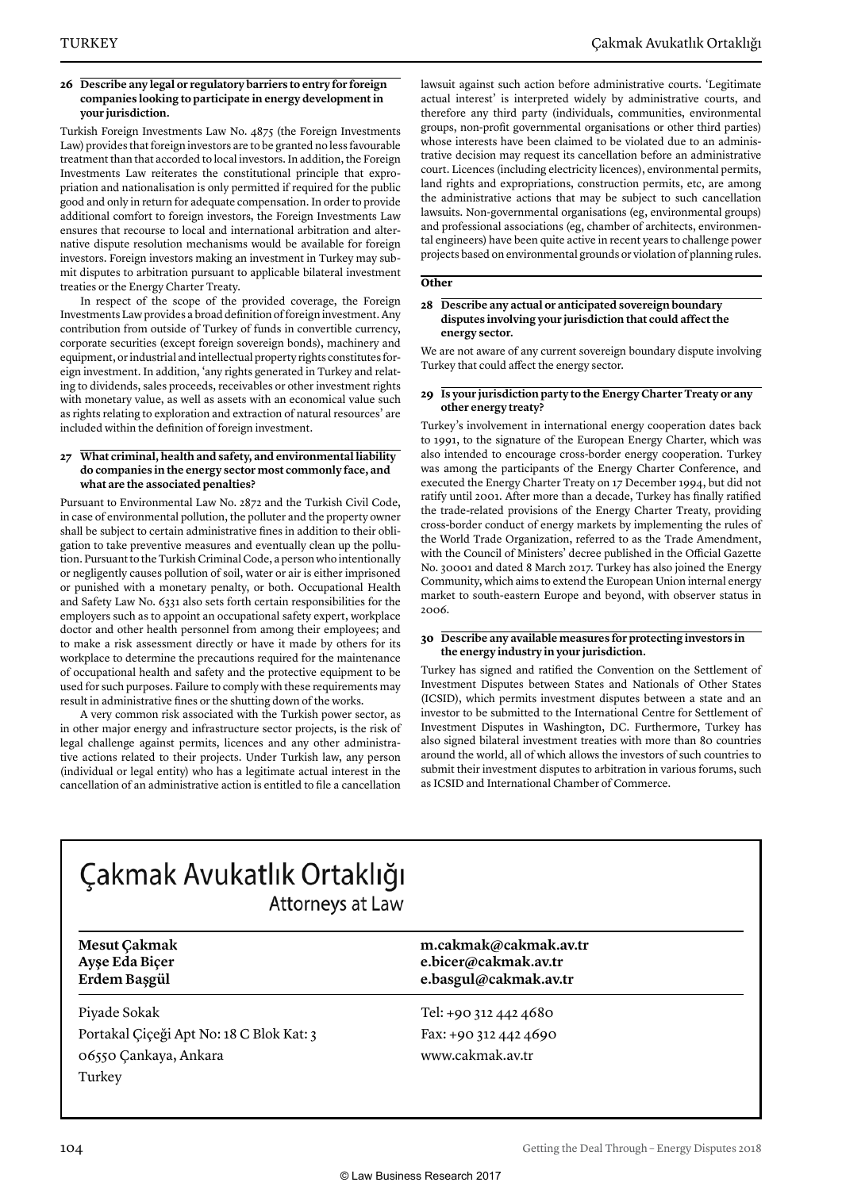**26 Describe any legal or regulatory barriers to entry for foreign companies looking to participate in energy development in your jurisdiction.**

Turkish Foreign Investments Law No. 4875 (the Foreign Investments Law) provides that foreign investors are to be granted no less favourable treatment than that accorded to local investors. In addition, the Foreign Investments Law reiterates the constitutional principle that expropriation and nationalisation is only permitted if required for the public good and only in return for adequate compensation. In order to provide additional comfort to foreign investors, the Foreign Investments Law ensures that recourse to local and international arbitration and alternative dispute resolution mechanisms would be available for foreign investors. Foreign investors making an investment in Turkey may submit disputes to arbitration pursuant to applicable bilateral investment treaties or the Energy Charter Treaty.

In respect of the scope of the provided coverage, the Foreign Investments Law provides a broad definition of foreign investment. Any contribution from outside of Turkey of funds in convertible currency, corporate securities (except foreign sovereign bonds), machinery and equipment, or industrial and intellectual property rights constitutes foreign investment. In addition, 'any rights generated in Turkey and relating to dividends, sales proceeds, receivables or other investment rights with monetary value, as well as assets with an economical value such as rights relating to exploration and extraction of natural resources' are included within the definition of foreign investment.

**27 What criminal, health and safety, and environmental liability do companies in the energy sector most commonly face, and what are the associated penalties?**

Pursuant to Environmental Law No. 2872 and the Turkish Civil Code, in case of environmental pollution, the polluter and the property owner shall be subject to certain administrative fines in addition to their obligation to take preventive measures and eventually clean up the pollution. Pursuant to the Turkish Criminal Code, a person who intentionally or negligently causes pollution of soil, water or air is either imprisoned or punished with a monetary penalty, or both. Occupational Health and Safety Law No. 6331 also sets forth certain responsibilities for the employers such as to appoint an occupational safety expert, workplace doctor and other health personnel from among their employees; and to make a risk assessment directly or have it made by others for its workplace to determine the precautions required for the maintenance of occupational health and safety and the protective equipment to be used for such purposes. Failure to comply with these requirements may result in administrative fines or the shutting down of the works.

A very common risk associated with the Turkish power sector, as in other major energy and infrastructure sector projects, is the risk of legal challenge against permits, licences and any other administrative actions related to their projects. Under Turkish law, any person (individual or legal entity) who has a legitimate actual interest in the cancellation of an administrative action is entitled to file a cancellation lawsuit against such action before administrative courts. 'Legitimate actual interest' is interpreted widely by administrative courts, and therefore any third party (individuals, communities, environmental groups, non-profit governmental organisations or other third parties) whose interests have been claimed to be violated due to an administrative decision may request its cancellation before an administrative court. Licences (including electricity licences), environmental permits, land rights and expropriations, construction permits, etc, are among the administrative actions that may be subject to such cancellation lawsuits. Non-governmental organisations (eg, environmental groups) and professional associations (eg, chamber of architects, environmental engineers) have been quite active in recent years to challenge power projects based on environmental grounds or violation of planning rules.

## Other

**28 Describe any actual or anticipated sovereign boundary disputes involving your jurisdiction that could affect the energy sector.**

We are not aware of any current sovereign boundary dispute involving Turkey that could affect the energy sector.

**29 Is your jurisdiction party to the Energy Charter Treaty or any other energy treaty?**

Turkey's involvement in international energy cooperation dates back to 1991, to the signature of the European Energy Charter, which was also intended to encourage cross-border energy cooperation. Turkey was among the participants of the Energy Charter Conference, and executed the Energy Charter Treaty on 17 December 1994, but did not ratify until 2001. After more than a decade, Turkey has finally ratified the trade-related provisions of the Energy Charter Treaty, providing cross-border conduct of energy markets by implementing the rules of the World Trade Organization, referred to as the Trade Amendment, with the Council of Ministers' decree published in the Official Gazette No. 30001 and dated 8 March 2017. Turkey has also joined the Energy Community, which aims to extend the European Union internal energy market to south-eastern Europe and beyond, with observer status in 2006.

**30 Describe any available measures for protecting investors in the energy industry in your jurisdiction.**

Turkey has signed and ratified the Convention on the Settlement of Investment Disputes between States and Nationals of Other States (ICSID), which permits investment disputes between a state and an investor to be submitted to the International Centre for Settlement of Investment Disputes in Washington, DC. Furthermore, Turkey has also signed bilateral investment treaties with more than 80 countries around the world, all of which allows the investors of such countries to submit their investment disputes to arbitration in various forums, such as ICSID and International Chamber of Commerce.

---

# Çakmak Avukatlık Ortaklığı
Attorneys at Law

| | |
|---|---|
| **Mesut Çakmak** | **m.cakmak@cakmak.av.tr** |
| **Ayşe Eda Biçer** | **e.bicer@cakmak.av.tr** |
| **Erdem Başgül** | **e.basgul@cakmak.av.tr** |

Piyade Sokak
Portakal Çiçeği Apt No: 18 C Blok Kat: 3
06550 Çankaya, Ankara
Turkey

Tel: +90 312 442 4680
Fax: +90 312 442 4690
www.cakmak.av.tr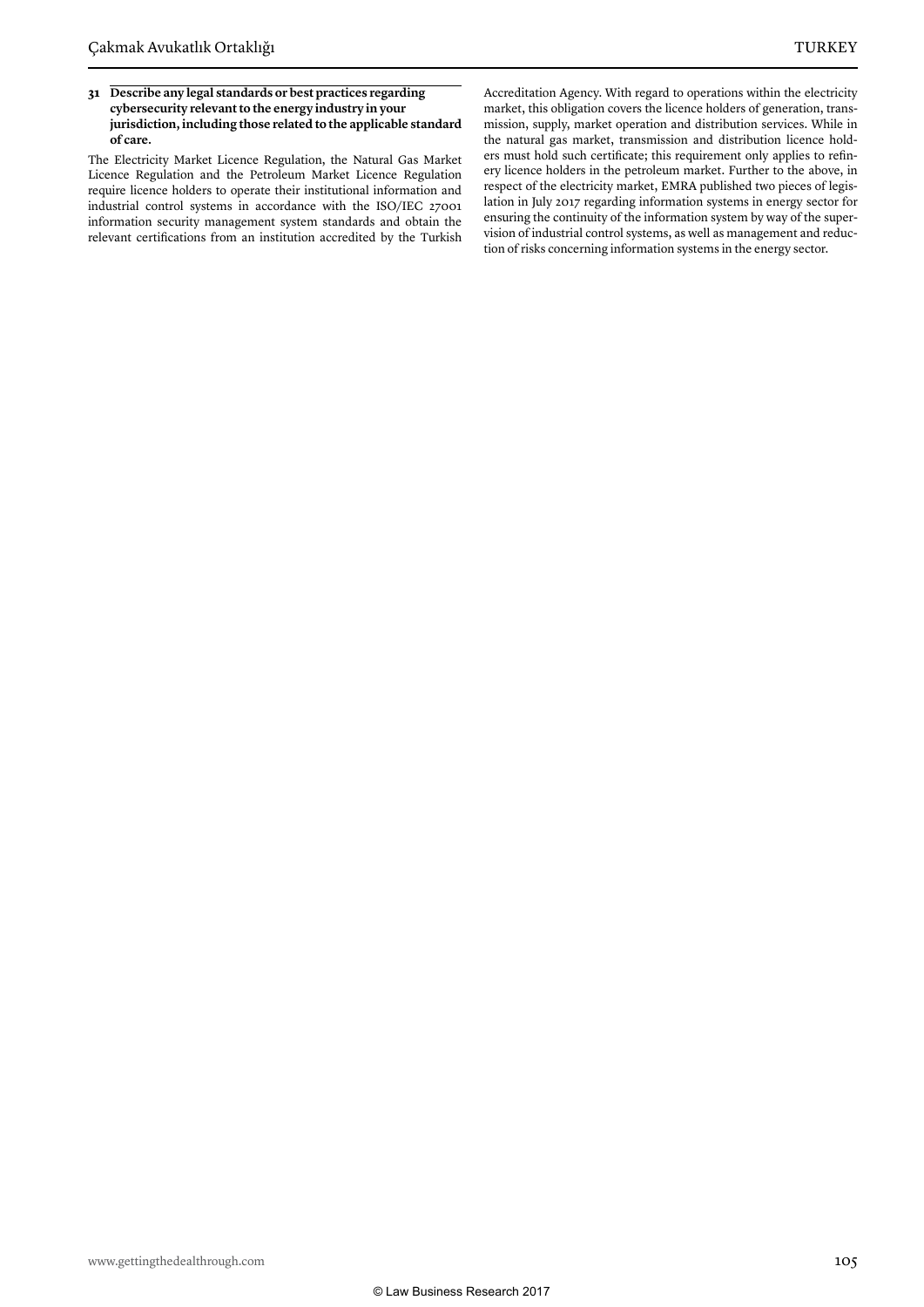**31 Describe any legal standards or best practices regarding cybersecurity relevant to the energy industry in your jurisdiction, including those related to the applicable standard of care.**

The Electricity Market Licence Regulation, the Natural Gas Market Licence Regulation and the Petroleum Market Licence Regulation require licence holders to operate their institutional information and industrial control systems in accordance with the ISO/IEC 27001 information security management system standards and obtain the relevant certifications from an institution accredited by the Turkish Accreditation Agency. With regard to operations within the electricity market, this obligation covers the licence holders of generation, transmission, supply, market operation and distribution services. While in the natural gas market, transmission and distribution licence holders must hold such certificate; this requirement only applies to refinery licence holders in the petroleum market. Further to the above, in respect of the electricity market, EMRA published two pieces of legislation in July 2017 regarding information systems in energy sector for ensuring the continuity of the information system by way of the supervision of industrial control systems, as well as management and reduction of risks concerning information systems in the energy sector.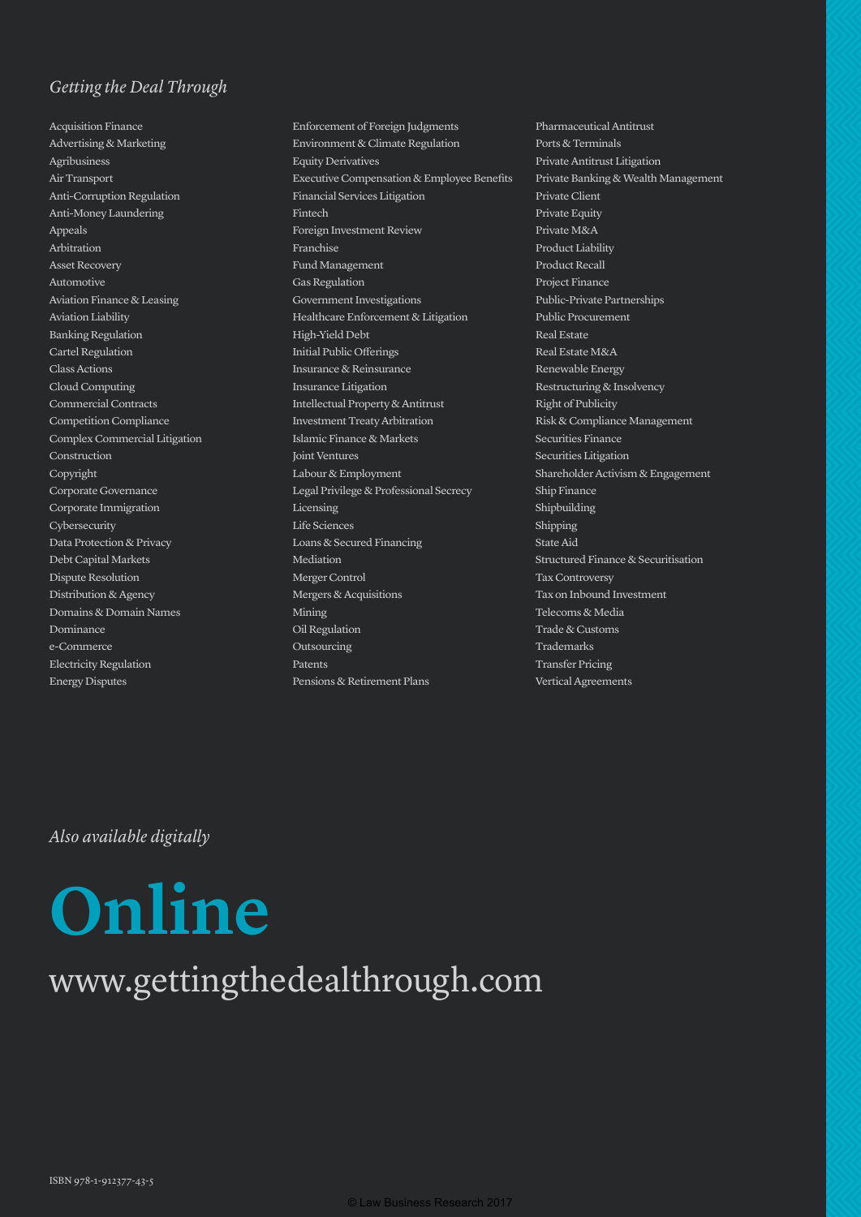*Getting the Deal Through*

- Acquisition Finance
- Advertising & Marketing
- Agribusiness
- Air Transport
- Anti-Corruption Regulation
- Anti-Money Laundering
- Appeals
- Arbitration
- Asset Recovery
- Automotive
- Aviation Finance & Leasing
- Aviation Liability
- Banking Regulation
- Cartel Regulation
- Class Actions
- Cloud Computing
- Commercial Contracts
- Competition Compliance
- Complex Commercial Litigation
- Construction
- Copyright
- Corporate Governance
- Corporate Immigration
- Cybersecurity
- Data Protection & Privacy
- Debt Capital Markets
- Dispute Resolution
- Distribution & Agency
- Domains & Domain Names
- Dominance
- e-Commerce
- Electricity Regulation
- Energy Disputes
- Enforcement of Foreign Judgments
- Environment & Climate Regulation
- Equity Derivatives
- Executive Compensation & Employee Benefits
- Financial Services Litigation
- Fintech
- Foreign Investment Review
- Franchise
- Fund Management
- Gas Regulation
- Government Investigations
- Healthcare Enforcement & Litigation
- High-Yield Debt
- Initial Public Offerings
- Insurance & Reinsurance
- Insurance Litigation
- Intellectual Property & Antitrust
- Investment Treaty Arbitration
- Islamic Finance & Markets
- Joint Ventures
- Labour & Employment
- Legal Privilege & Professional Secrecy
- Licensing
- Life Sciences
- Loans & Secured Financing
- Mediation
- Merger Control
- Mergers & Acquisitions
- Mining
- Oil Regulation
- Outsourcing
- Patents
- Pensions & Retirement Plans
- Pharmaceutical Antitrust
- Ports & Terminals
- Private Antitrust Litigation
- Private Banking & Wealth Management
- Private Client
- Private Equity
- Private M&A
- Product Liability
- Product Recall
- Project Finance
- Public-Private Partnerships
- Public Procurement
- Real Estate
- Real Estate M&A
- Renewable Energy
- Restructuring & Insolvency
- Right of Publicity
- Risk & Compliance Management
- Securities Finance
- Securities Litigation
- Shareholder Activism & Engagement
- Ship Finance
- Shipbuilding
- Shipping
- State Aid
- Structured Finance & Securitisation
- Tax Controversy
- Tax on Inbound Investment
- Telecoms & Media
- Trade & Customs
- Trademarks
- Transfer Pricing
- Vertical Agreements

*Also available digitally*

# Online

www.gettingthedealthrough.com

ISBN 978-1-912377-43-5

© Law Business Research 2017